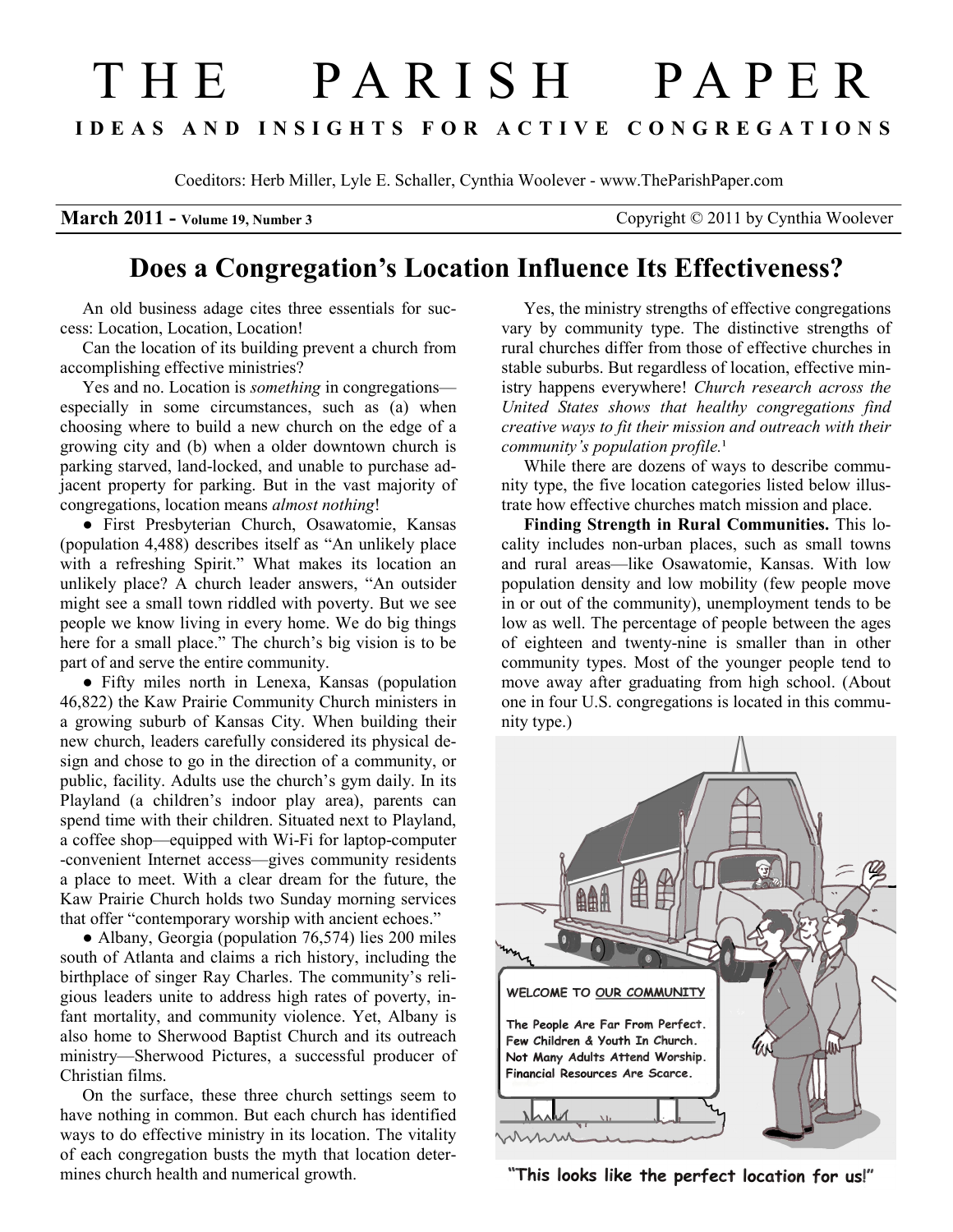// THE PARISH PAPER

# T H E   P A R I S H   P A P E R

**I D E A S   A N D   I N S I G H T S   F O R   A C T I V E   C O N G R E G A T I O N S**

Coeditors: Herb Miller, Lyle E. Schaller, Cynthia Woolever - www.TheParishPaper.com

**March 2011 - Volume 19, Number 3** Copyright © 2011 by Cynthia Woolever

## Does a Congregation's Location Influence Its Effectiveness?

An old business adage cites three essentials for success: Location, Location, Location!

Can the location of its building prevent a church from accomplishing effective ministries?

Yes and no. Location is *something* in congregations—especially in some circumstances, such as (a) when choosing where to build a new church on the edge of a growing city and (b) when a older downtown church is parking starved, land-locked, and unable to purchase adjacent property for parking. But in the vast majority of congregations, location means *almost nothing*!

- First Presbyterian Church, Osawatomie, Kansas (population 4,488) describes itself as "An unlikely place with a refreshing Spirit." What makes its location an unlikely place? A church leader answers, "An outsider might see a small town riddled with poverty. But we see people we know living in every home. We do big things here for a small place." The church's big vision is to be part of and serve the entire community.

- Fifty miles north in Lenexa, Kansas (population 46,822) the Kaw Prairie Community Church ministers in a growing suburb of Kansas City. When building their new church, leaders carefully considered its physical design and chose to go in the direction of a community, or public, facility. Adults use the church's gym daily. In its Playland (a children's indoor play area), parents can spend time with their children. Situated next to Playland, a coffee shop—equipped with Wi-Fi for laptop-computer-convenient Internet access—gives community residents a place to meet. With a clear dream for the future, the Kaw Prairie Church holds two Sunday morning services that offer "contemporary worship with ancient echoes."

- Albany, Georgia (population 76,574) lies 200 miles south of Atlanta and claims a rich history, including the birthplace of singer Ray Charles. The community's religious leaders unite to address high rates of poverty, infant mortality, and community violence. Yet, Albany is also home to Sherwood Baptist Church and its outreach ministry—Sherwood Pictures, a successful producer of Christian films.

On the surface, these three church settings seem to have nothing in common. But each church has identified ways to do effective ministry in its location. The vitality of each congregation busts the myth that location determines church health and numerical growth.

Yes, the ministry strengths of effective congregations vary by community type. The distinctive strengths of rural churches differ from those of effective churches in stable suburbs. But regardless of location, effective ministry happens everywhere! *Church research across the United States shows that healthy congregations find creative ways to fit their mission and outreach with their community's population profile.*[1]

While there are dozens of ways to describe community type, the five location categories listed below illustrate how effective churches match mission and place.

**Finding Strength in Rural Communities.** This locality includes non-urban places, such as small towns and rural areas—like Osawatomie, Kansas. With low population density and low mobility (few people move in or out of the community), unemployment tends to be low as well. The percentage of people between the ages of eighteen and twenty-nine is smaller than in other community types. Most of the younger people tend to move away after graduating from high school. (About one in four U.S. congregations is located in this community type.)

WELCOME TO OUR COMMUNITY

The People Are Far From Perfect.
Few Children & Youth In Church.
Not Many Adults Attend Worship.
Financial Resources Are Scarce.

**"This looks like the perfect location for us!"**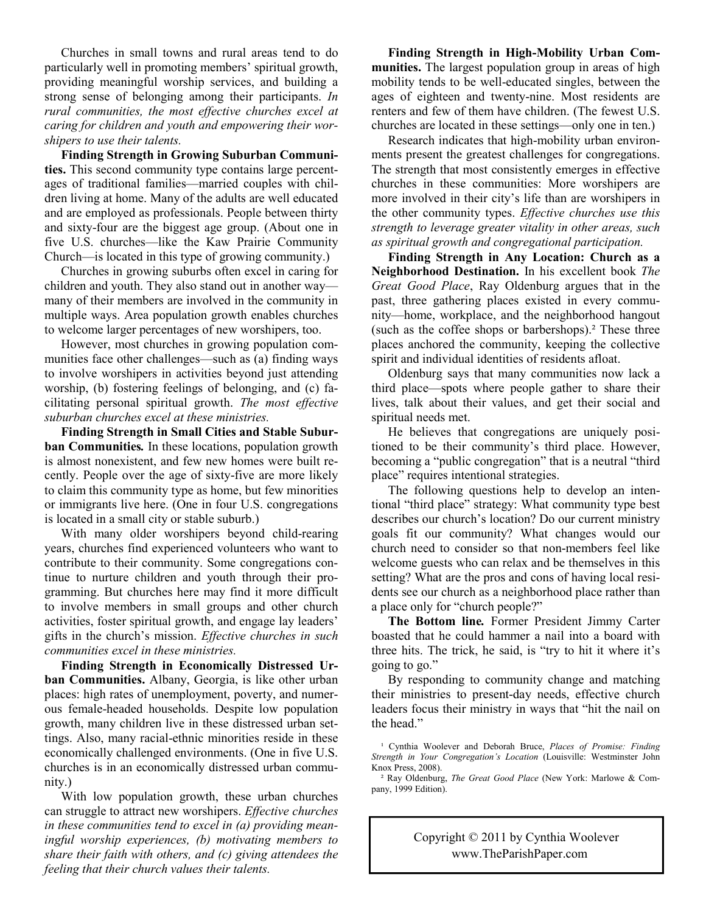Churches in small towns and rural areas tend to do particularly well in promoting members' spiritual growth, providing meaningful worship services, and building a strong sense of belonging among their participants. *In rural communities, the most effective churches excel at caring for children and youth and empowering their worshipers to use their talents.*

**Finding Strength in Growing Suburban Communities.** This second community type contains large percentages of traditional families—married couples with children living at home. Many of the adults are well educated and are employed as professionals. People between thirty and sixty-four are the biggest age group. (About one in five U.S. churches—like the Kaw Prairie Community Church—is located in this type of growing community.)

Churches in growing suburbs often excel in caring for children and youth. They also stand out in another way—many of their members are involved in the community in multiple ways. Area population growth enables churches to welcome larger percentages of new worshipers, too.

However, most churches in growing population communities face other challenges—such as (a) finding ways to involve worshipers in activities beyond just attending worship, (b) fostering feelings of belonging, and (c) facilitating personal spiritual growth. *The most effective suburban churches excel at these ministries.*

**Finding Strength in Small Cities and Stable Suburban Communities.** In these locations, population growth is almost nonexistent, and few new homes were built recently. People over the age of sixty-five are more likely to claim this community type as home, but few minorities or immigrants live here. (One in four U.S. congregations is located in a small city or stable suburb.)

With many older worshipers beyond child-rearing years, churches find experienced volunteers who want to contribute to their community. Some congregations continue to nurture children and youth through their programming. But churches here may find it more difficult to involve members in small groups and other church activities, foster spiritual growth, and engage lay leaders' gifts in the church's mission. *Effective churches in such communities excel in these ministries.*

**Finding Strength in Economically Distressed Urban Communities.** Albany, Georgia, is like other urban places: high rates of unemployment, poverty, and numerous female-headed households. Despite low population growth, many children live in these distressed urban settings. Also, many racial-ethnic minorities reside in these economically challenged environments. (One in five U.S. churches is in an economically distressed urban community.)

With low population growth, these urban churches can struggle to attract new worshipers. *Effective churches in these communities tend to excel in (a) providing meaningful worship experiences, (b) motivating members to share their faith with others, and (c) giving attendees the feeling that their church values their talents.*

**Finding Strength in High-Mobility Urban Communities.** The largest population group in areas of high mobility tends to be well-educated singles, between the ages of eighteen and twenty-nine. Most residents are renters and few of them have children. (The fewest U.S. churches are located in these settings—only one in ten.)

Research indicates that high-mobility urban environments present the greatest challenges for congregations. The strength that most consistently emerges in effective churches in these communities: More worshipers are more involved in their city's life than are worshipers in the other community types. *Effective churches use this strength to leverage greater vitality in other areas, such as spiritual growth and congregational participation.*

**Finding Strength in Any Location: Church as a Neighborhood Destination.** In his excellent book *The Great Good Place*, Ray Oldenburg argues that in the past, three gathering places existed in every community—home, workplace, and the neighborhood hangout (such as the coffee shops or barbershops).[2] These three places anchored the community, keeping the collective spirit and individual identities of residents afloat.

Oldenburg says that many communities now lack a third place—spots where people gather to share their lives, talk about their values, and get their social and spiritual needs met.

He believes that congregations are uniquely positioned to be their community's third place. However, becoming a "public congregation" that is a neutral "third place" requires intentional strategies.

The following questions help to develop an intentional "third place" strategy: What community type best describes our church's location? Do our current ministry goals fit our community? What changes would our church need to consider so that non-members feel like welcome guests who can relax and be themselves in this setting? What are the pros and cons of having local residents see our church as a neighborhood place rather than a place only for "church people?"

**The Bottom line.** Former President Jimmy Carter boasted that he could hammer a nail into a board with three hits. The trick, he said, is "try to hit it where it's going to go."

By responding to community change and matching their ministries to present-day needs, effective church leaders focus their ministry in ways that "hit the nail on the head."

[1] Cynthia Woolever and Deborah Bruce, *Places of Promise: Finding Strength in Your Congregation's Location* (Louisville: Westminster John Knox Press, 2008).

[2] Ray Oldenburg, *The Great Good Place* (New York: Marlowe & Company, 1999 Edition).

Copyright © 2011 by Cynthia Woolever
www.TheParishPaper.com